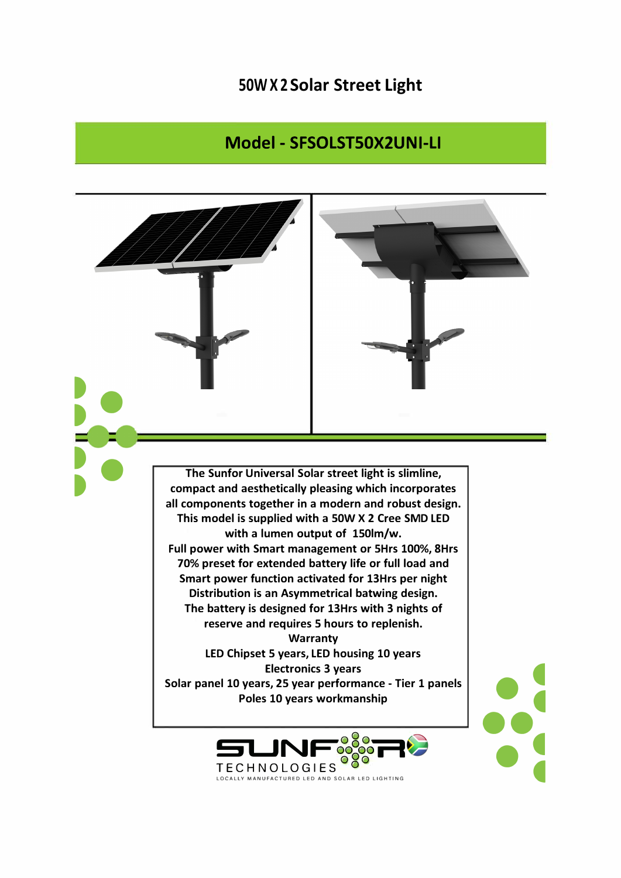# 50W X 2 Solar Street Light

## Model - SFSOLST50X2UNI-LI

**The Sunfor Universal Solar street light is slimline, compact and aesthetically pleasing which incorporates all components together in a modern and robust design.**
**This model is supplied with a 50W X 2 Cree SMD LED with a lumen output of 150lm/w.**
**Full power with Smart management or 5Hrs 100%, 8Hrs 70% preset for extended battery life or full load and Smart power function activated for 13Hrs per night**
**Distribution is an Asymmetrical batwing design.**
**The battery is designed for 13Hrs with 3 nights of reserve and requires 5 hours to replenish.**

**Warranty**

**LED Chipset 5 years, LED housing 10 years**
**Electronics 3 years**
**Solar panel 10 years, 25 year performance - Tier 1 panels**
**Poles 10 years workmanship**

SUNFOR TECHNOLOGIES
LOCALLY MANUFACTURED LED AND SOLAR LED LIGHTING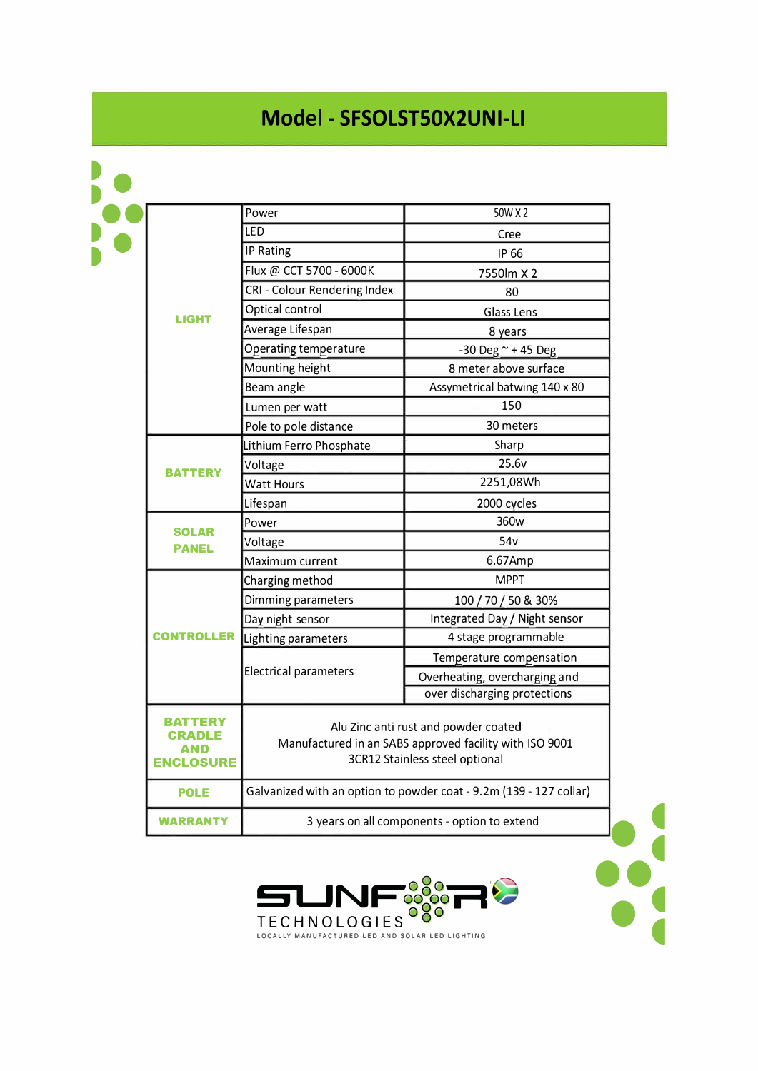# Model - SFSOLST50X2UNI-LI

| | | |
|---|---|---|
| **LIGHT** | Power | 50W X 2 |
| | LED | Cree |
| | IP Rating | IP 66 |
| | Flux @ CCT 5700 - 6000K | 7550lm X 2 |
| | CRI - Colour Rendering Index | 80 |
| | Optical control | Glass Lens |
| | Average Lifespan | 8 years |
| | Operating temperature | -30 Deg ~ + 45 Deg |
| | Mounting height | 8 meter above surface |
| | Beam angle | Assymetrical batwing 140 x 80 |
| | Lumen per watt | 150 |
| | Pole to pole distance | 30 meters |
| **BATTERY** | Lithium Ferro Phosphate | Sharp |
| | Voltage | 25.6v |
| | Watt Hours | 2251,08Wh |
| | Lifespan | 2000 cycles |
| **SOLAR PANEL** | Power | 360w |
| | Voltage | 54v |
| | Maximum current | 6.67Amp |
| **CONTROLLER** | Charging method | MPPT |
| | Dimming parameters | 100 / 70 / 50 & 30% |
| | Day night sensor | Integrated Day / Night sensor |
| | Lighting parameters | 4 stage programmable |
| | Electrical parameters | Temperature compensation |
| | | Overheating, overcharging and over discharging protections |
| **BATTERY CRADLE AND ENCLOSURE** | Alu Zinc anti rust and powder coated<br>Manufactured in an SABS approved facility with ISO 9001<br>3CR12 Stainless steel optional | |
| **POLE** | Galvanized with an option to powder coat - 9.2m (139 - 127 collar) | |
| **WARRANTY** | 3 years on all components - option to extend | |

SUNFOR TECHNOLOGIES

LOCALLY MANUFACTURED LED AND SOLAR LED LIGHTING